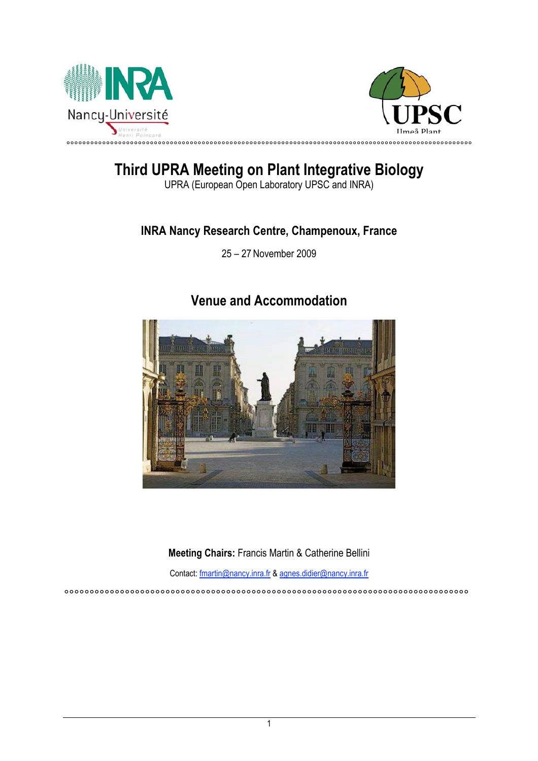# Third UPRA Meeting on Plant Integrative Biology

UPRA (European Open Laboratory UPSC and INRA)

## INRA Nancy Research Centre, Champenoux, France

25 – 27 November 2009

## Venue and Accommodation

**Meeting Chairs:** Francis Martin & Catherine Bellini

Contact: fmartin@nancy.inra.fr & agnes.didier@nancy.inra.fr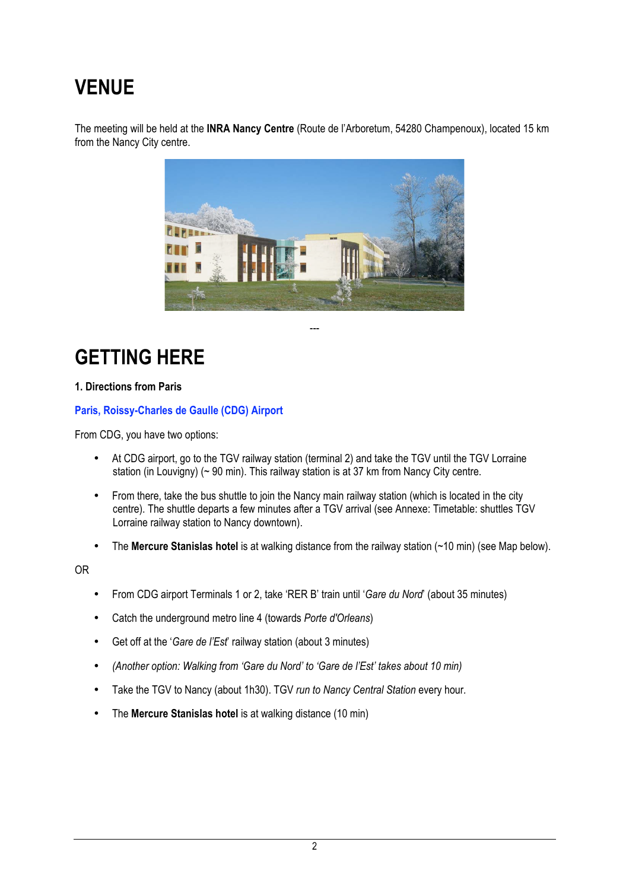# VENUE

The meeting will be held at the **INRA Nancy Centre** (Route de l'Arboretum, 54280 Champenoux), located 15 km from the Nancy City centre.

---

# GETTING HERE

**1. Directions from Paris**

**Paris, Roissy-Charles de Gaulle (CDG) Airport**

From CDG, you have two options:

- At CDG airport, go to the TGV railway station (terminal 2) and take the TGV until the TGV Lorraine station (in Louvigny) (~ 90 min). This railway station is at 37 km from Nancy City centre.
- From there, take the bus shuttle to join the Nancy main railway station (which is located in the city centre). The shuttle departs a few minutes after a TGV arrival (see Annexe: Timetable: shuttles TGV Lorraine railway station to Nancy downtown).
- The **Mercure Stanislas hotel** is at walking distance from the railway station (~10 min) (see Map below).

OR

- From CDG airport Terminals 1 or 2, take 'RER B' train until '*Gare du Nord*' (about 35 minutes)
- Catch the underground metro line 4 (towards *Porte d'Orleans*)
- Get off at the '*Gare de l'Est*' railway station (about 3 minutes)
- *(Another option: Walking from 'Gare du Nord' to 'Gare de l'Est' takes about 10 min)*
- Take the TGV to Nancy (about 1h30). TGV *run to Nancy Central Station* every hour.
- The **Mercure Stanislas hotel** is at walking distance (10 min)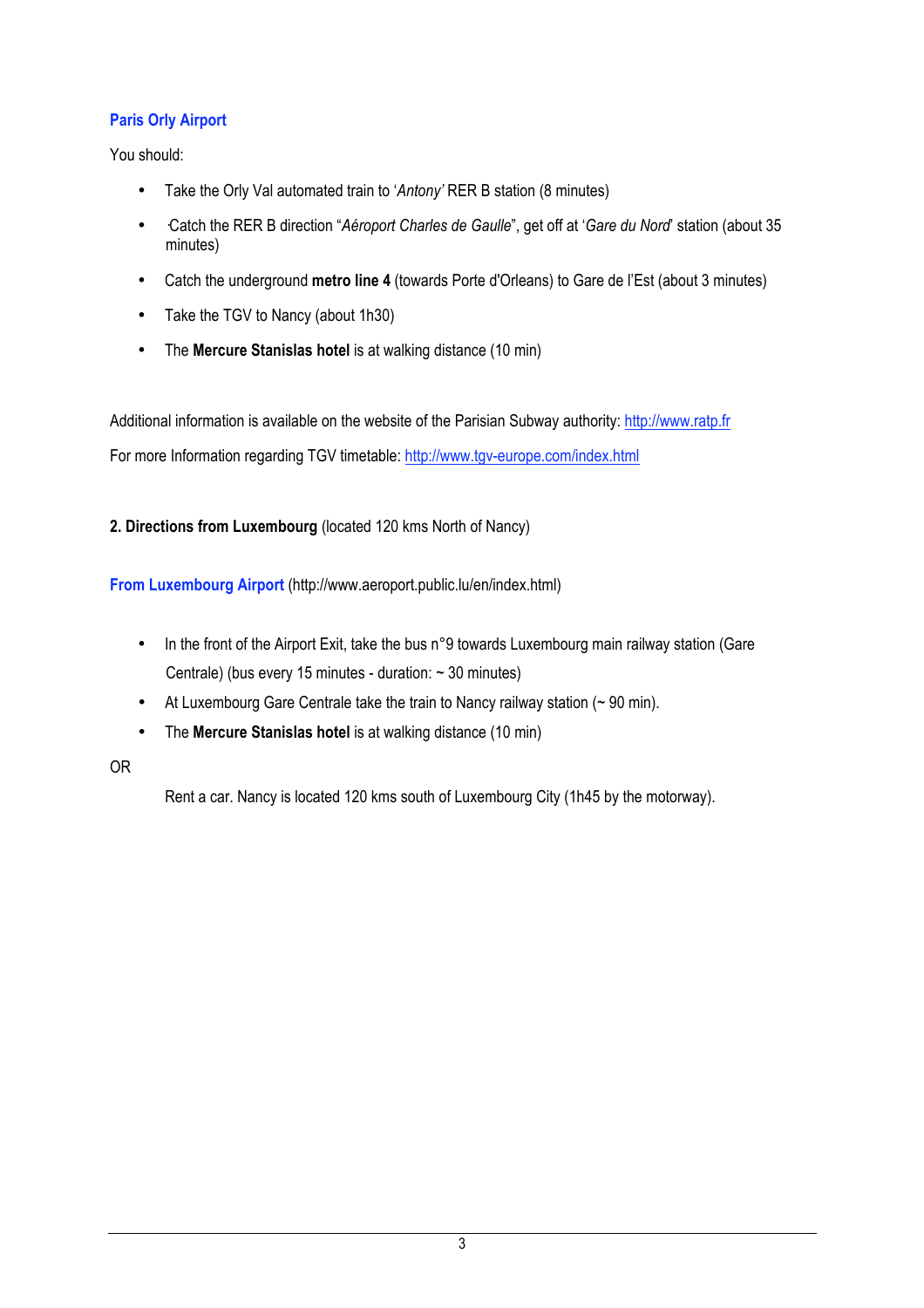### Paris Orly Airport

You should:

- Take the Orly Val automated train to '*Antony'* RER B station (8 minutes)
- Catch the RER B direction "*Aéroport Charles de Gaulle*", get off at '*Gare du Nord*' station (about 35 minutes)
- Catch the underground **metro line 4** (towards Porte d'Orleans) to Gare de l'Est (about 3 minutes)
- Take the TGV to Nancy (about 1h30)
- The **Mercure Stanislas hotel** is at walking distance (10 min)

Additional information is available on the website of the Parisian Subway authority: http://www.ratp.fr

For more Information regarding TGV timetable: http://www.tgv-europe.com/index.html

## 2. Directions from Luxembourg (located 120 kms North of Nancy)

### From Luxembourg Airport (http://www.aeroport.public.lu/en/index.html)

- In the front of the Airport Exit, take the bus n°9 towards Luxembourg main railway station (Gare Centrale) (bus every 15 minutes - duration: ~ 30 minutes)
- At Luxembourg Gare Centrale take the train to Nancy railway station (~ 90 min).
- The **Mercure Stanislas hotel** is at walking distance (10 min)

OR

Rent a car. Nancy is located 120 kms south of Luxembourg City (1h45 by the motorway).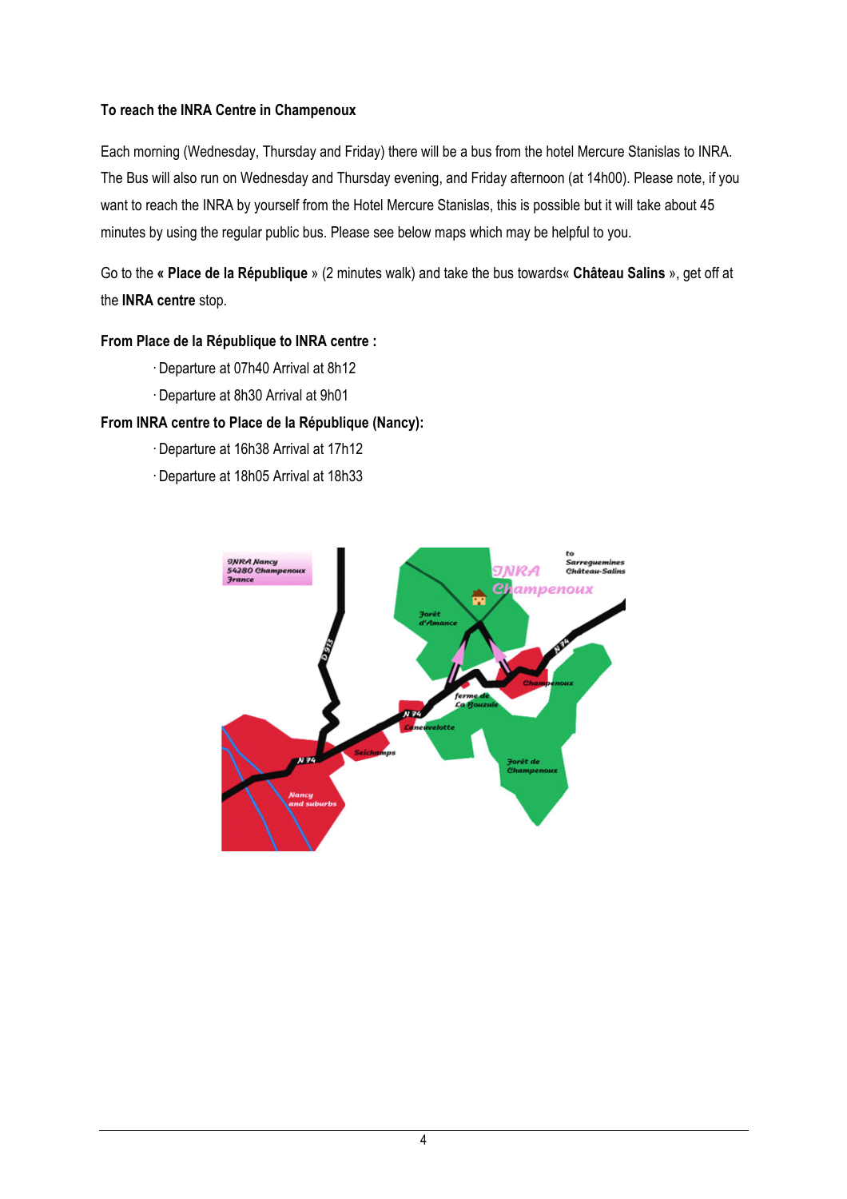**To reach the INRA Centre in Champenoux**

Each morning (Wednesday, Thursday and Friday) there will be a bus from the hotel Mercure Stanislas to INRA. The Bus will also run on Wednesday and Thursday evening, and Friday afternoon (at 14h00). Please note, if you want to reach the INRA by yourself from the Hotel Mercure Stanislas, this is possible but it will take about 45 minutes by using the regular public bus. Please see below maps which may be helpful to you.

Go to the **« Place de la République** » (2 minutes walk) and take the bus towards« **Château Salins** », get off at the **INRA centre** stop.

**From Place de la République to INRA centre :**

- Departure at 07h40 Arrival at 8h12
- Departure at 8h30 Arrival at 9h01

**From INRA centre to Place de la République (Nancy):**

- Departure at 16h38 Arrival at 17h12
- Departure at 18h05 Arrival at 18h33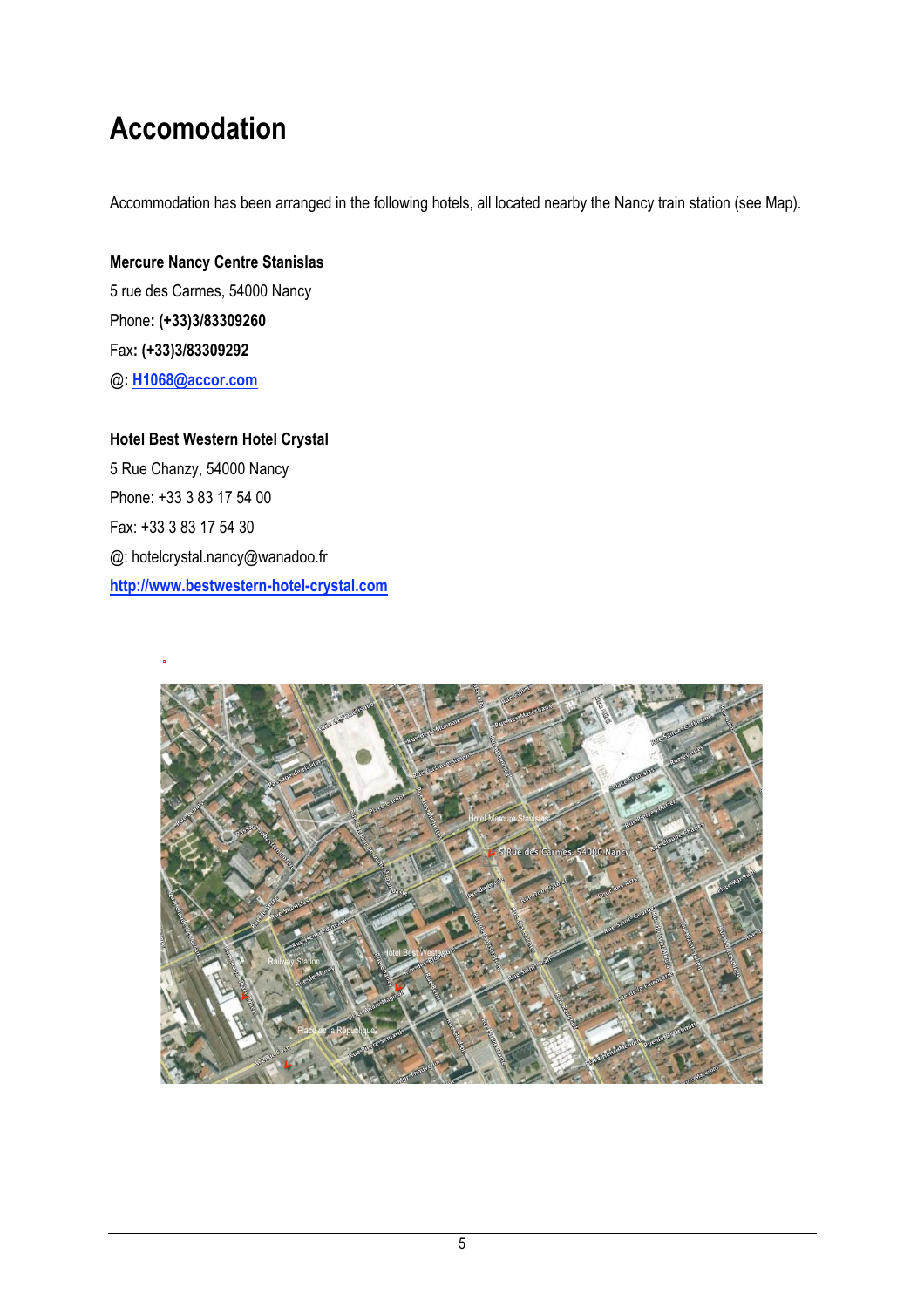# Accomodation

Accommodation has been arranged in the following hotels, all located nearby the Nancy train station (see Map).

**Mercure Nancy Centre Stanislas**

5 rue des Carmes, 54000 Nancy

Phone**: (+33)3/83309260**

Fax**: (+33)3/83309292**

@**: H1068@accor.com**

**Hotel Best Western Hotel Crystal**

5 Rue Chanzy, 54000 Nancy

Phone: +33 3 83 17 54 00

Fax: +33 3 83 17 54 30

@: hotelcrystal.nancy@wanadoo.fr

**http://www.bestwestern-hotel-crystal.com**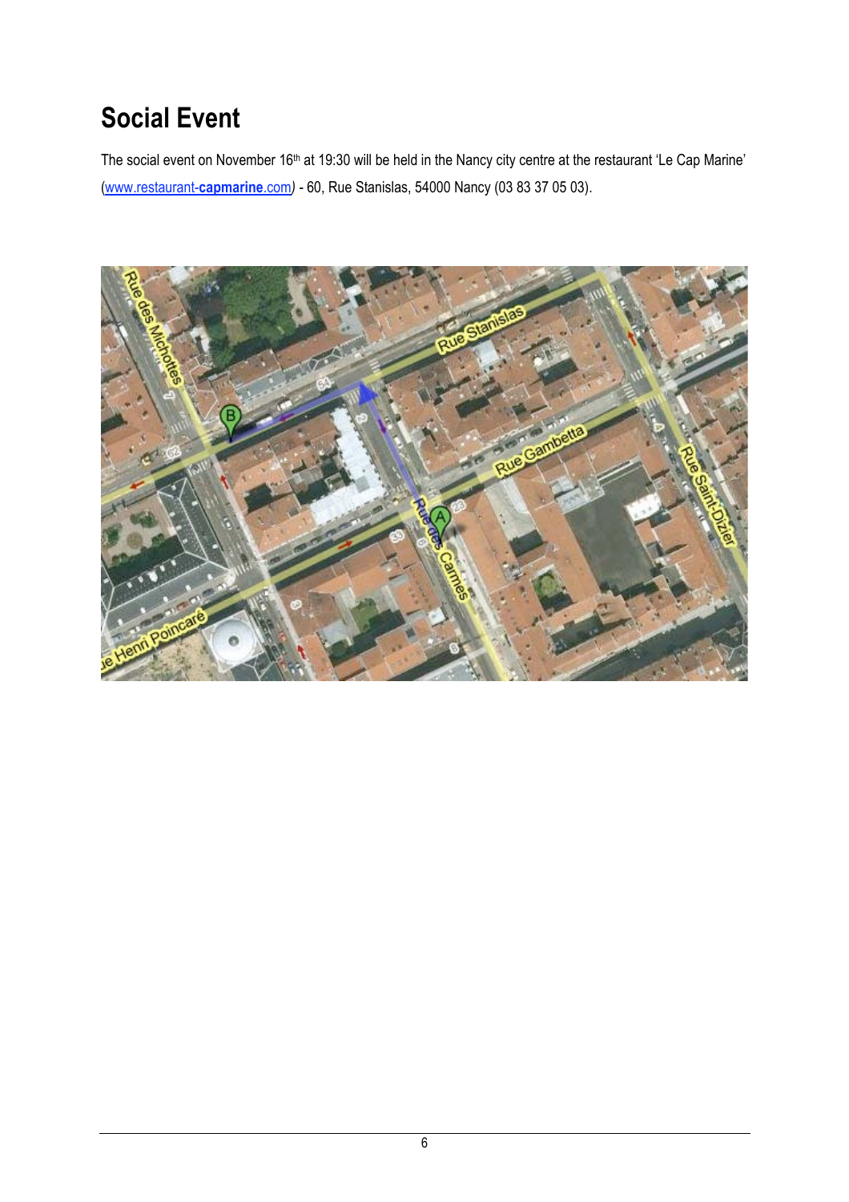# Social Event

The social event on November 16th at 19:30 will be held in the Nancy city centre at the restaurant 'Le Cap Marine' (www.restaurant-capmarine.com) - 60, Rue Stanislas, 54000 Nancy (03 83 37 05 03).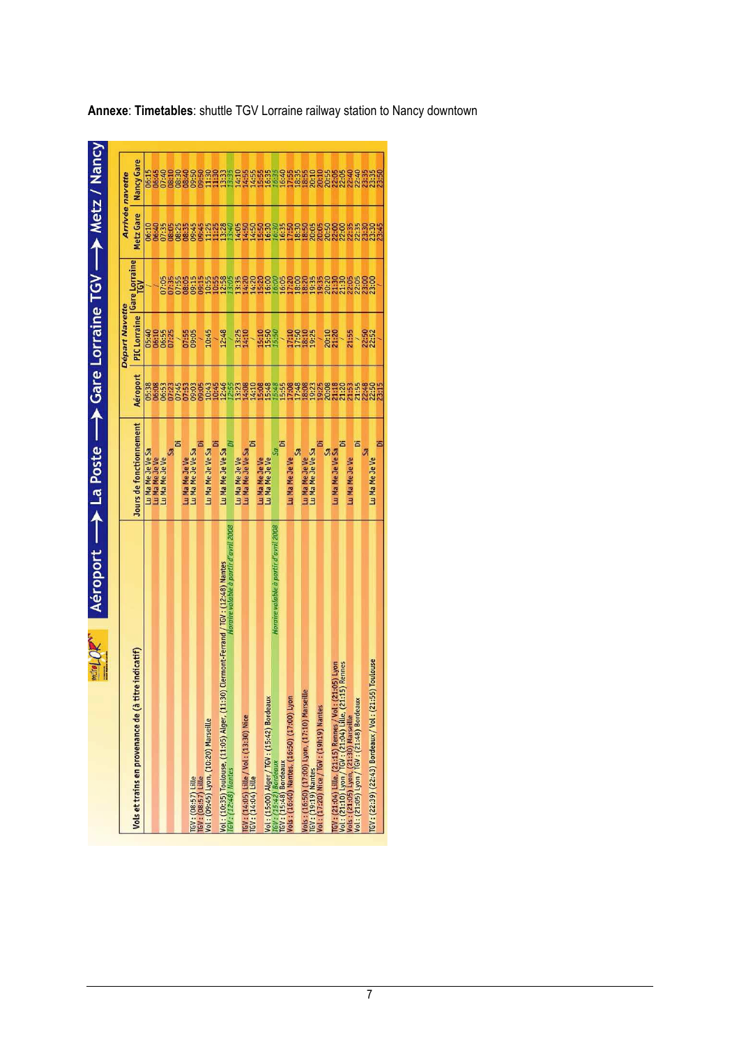**Annexe**: **Timetables**: shuttle TGV Lorraine railway station to Nancy downtown

# Aéroport ⟶ La Poste ⟶ Gare Lorraine TGV ⟶ Metz / Nancy

| Vols et trains en provenance de (à titre indicatif) | Jours de fonctionnement | Départ Navette | | | Arrivée navette | |
|---|---|---|---|---|---|---|
| | | Aéroport | PIC Lorraine | Gare Lorraine TGV | Metz Gare | Nancy Gare |
| | Lu Ma Me Je Ve Sa | 05:38 | 05:40 | / | 06:10 | 06:15 |
| | Lu Ma Me Je Ve | 06:08 | 06:10 | / | 06:40 | 06:45 |
| | Lu Ma Me Je Ve | 06:53 | 06:55 | 07:05 | 07:35 | 07:40 |
| | Sa | 07:23 | 07:25 | 07:35 | 08:05 | 08:10 |
| | Di | 07:45 | / | 07:55 | 08:25 | 08:30 |
| TGV : (08:57) Lille | Lu Ma Me Je Ve | 07:53 | 07:55 | 08:05 | 08:35 | 08:40 |
| TGV : (08:57) Lille | Lu Ma Me Je Ve Sa | 09:03 | 09:05 | 09:15 | 09:45 | 09:50 |
| Vol : (09:45) Lyon, (10:20) Marseille | Di | 09:05 | / | 09:15 | 09:45 | 09:50 |
| | Lu Ma Me Je Ve Sa | 10:43 | 10:45 | 10:55 | 11:25 | 11:30 |
| | Di | 10:45 | / | 10:55 | 11:25 | 11:30 |
| Vol : (10:35) Toulouse, (11:05) Alger, (11:30) Clermont-Ferrand / TGV : (12:48) Nantes | Lu Ma Me Je Ve Sa | 12:46 | 12:48 | 12:58 | 13:28 | 13:33 |
| TGV : (12:48) Nantes *Horaire valable à partir d'avril 2008* | Di | 12:55 | / | 13:05 | 13:40 | 13:35 |
| TGV : (14:05) Lille / Vol : (13:30) Nice | Lu Ma Me Je Ve | 13:23 | 13:25 | 13:35 | 14:05 | 14:10 |
| TGV : (14:04) Lille | Lu Ma Me Je Ve Sa | 14:08 | 14:10 | 14:20 | 14:50 | 14:55 |
| | Di | 14:10 | / | 14:20 | 14:50 | 14:55 |
| Vol : (15:00) Alger / TGV : (15:42) Bordeaux | Lu Ma Me Je Ve | 15:08 | 15:10 | 15:20 | 15:50 | 15:55 |
| | Lu Ma Me Je Ve | 15:48 | 15:50 | 16:00 | 16:30 | 16:35 |
| TGV : (15:42) Bordeaux *Horaire valable à partir d'avril 2008* | Sa | 15:48 | 15:50 | 16:00 | 16:30 | 16:35 |
| TGV : (15:48) Bordeaux | Di | 15:55 | / | 16:05 | 16:35 | 16:40 |
| Vols : (16:40) Nantes, (16:50) (17:00) Lyon | Lu Ma Me Je Ve | 17:08 | 17:10 | 17:20 | 17:50 | 17:55 |
| | Sa | 17:48 | 17:50 | 18:00 | 18:30 | 18:35 |
| Vols : (16:50) (17:00) Lyon, (17:10) Marseille | Lu Ma Me Je Ve | 18:08 | 18:10 | 18:20 | 18:50 | 18:55 |
| TGV : (19:19) Nantes | Lu Ma Me Je Ve Sa | 19:23 | 19:25 | 19:35 | 20:05 | 20:10 |
| Vol : (17:20) Nice / TGV : (19h19) Nantes | Di | 19:25 | / | 19:35 | 20:05 | 20:10 |
| | Sa | 20:08 | 20:10 | 20:20 | 20:50 | 20:55 |
| TGV : (21:04) Lille, (21:15) Rennes / Vol : (21:05) Lyon | Lu Ma Me Je Ve Sa | 21:18 | 21:20 | 21:30 | 22:00 | 22:05 |
| Vol : (21:10) Lyon / TGV : (21:04) Lille, (21:15) Rennes | Di | 21:20 | / | 21:30 | 22:00 | 22:05 |
| Vols : (21:05) Lyon, (21:30) Marseille | Lu Ma Me Je Ve | 21:53 | 21:55 | 22:05 | 22:35 | 22:40 |
| Vol : (21:05) Lyon / TGV : (21:48) Bordeaux | Di | 21:55 | / | 22:05 | 22:35 | 22:40 |
| | Sa | 22:48 | 22:50 | 23:00 | 23:30 | 23:35 |
| TGV : (22:39) Bordeaux / Vol : (21:55) Toulouse | Lu Ma Me Je Ve | 22:50 | 22:52 | 23:00 | 23:30 | 23:35 |
| | Di | 23:15 | / | / | 23:45 | 23:50 |